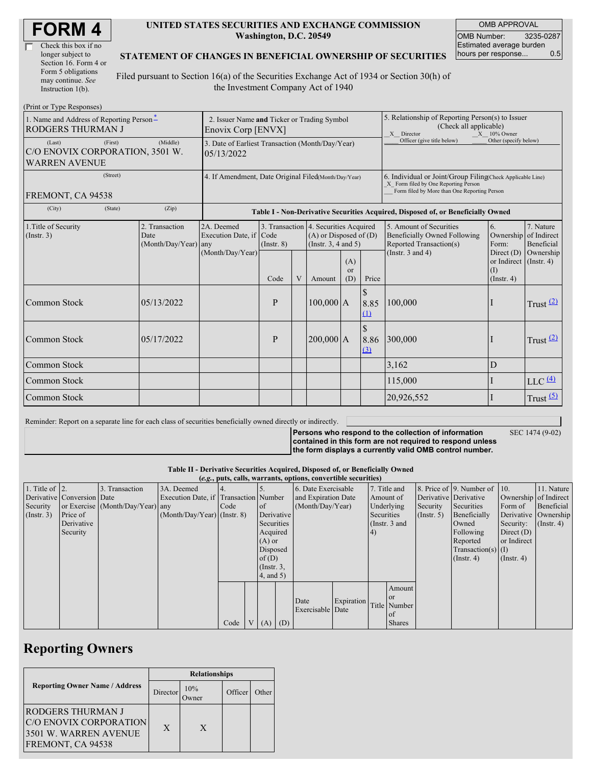# FORM 4

☐ Check this box if no longer subject to Section 16. Form 4 or Form 5 obligations may continue. *See* Instruction 1(b).

**UNITED STATES SECURITIES AND EXCHANGE COMMISSION**
**Washington, D.C. 20549**

**STATEMENT OF CHANGES IN BENEFICIAL OWNERSHIP OF SECURITIES**

Filed pursuant to Section 16(a) of the Securities Exchange Act of 1934 or Section 30(h) of the Investment Company Act of 1940

| OMB APPROVAL | |
|---|---|
| OMB Number: | 3235-0287 |
| Estimated average burden hours per response... | 0.5 |

(Print or Type Responses)

| 1. Name and Address of Reporting Person * | 2. Issuer Name and Ticker or Trading Symbol | 5. Relationship of Reporting Person(s) to Issuer (Check all applicable) |
|---|---|---|
| RODGERS THURMAN J | Enovix Corp [ENVX] | _X_ Director _X_ 10% Owner ___ Officer (give title below) ___ Other (specify below) |
| (Last) (First) (Middle) C/O ENOVIX CORPORATION, 3501 W. WARREN AVENUE | 3. Date of Earliest Transaction (Month/Day/Year) 05/13/2022 | |
| (Street) FREMONT, CA 94538 | 4. If Amendment, Date Original Filed(Month/Day/Year) | 6. Individual or Joint/Group Filing(Check Applicable Line) _X_ Form filed by One Reporting Person ___ Form filed by More than One Reporting Person |
| (City) (State) (Zip) | | |

**Table I - Non-Derivative Securities Acquired, Disposed of, or Beneficially Owned**

| 1.Title of Security (Instr. 3) | 2. Transaction Date (Month/Day/Year) | 2A. Deemed Execution Date, if any (Month/Day/Year) | 3. Transaction Code (Instr. 8) | | 4. Securities Acquired (A) or Disposed of (D) (Instr. 3, 4 and 5) | | | 5. Amount of Securities Beneficially Owned Following Reported Transaction(s) (Instr. 3 and 4) | 6. Ownership Form: Direct (D) or Indirect (I) (Instr. 4) | 7. Nature of Indirect Beneficial Ownership (Instr. 4) |
|---|---|---|---|---|---|---|---|---|---|---|
| | | | Code | V | Amount | (A) or (D) | Price | | | |
| Common Stock | 05/13/2022 | | P | | 100,000 | A | $ 8.85 (1) | 100,000 | I | Trust (2) |
| Common Stock | 05/17/2022 | | P | | 200,000 | A | $ 8.86 (3) | 300,000 | I | Trust (2) |
| Common Stock | | | | | | | | 3,162 | D | |
| Common Stock | | | | | | | | 115,000 | I | LLC (4) |
| Common Stock | | | | | | | | 20,926,552 | I | Trust (5) |

Reminder: Report on a separate line for each class of securities beneficially owned directly or indirectly.

**Persons who respond to the collection of information contained in this form are not required to respond unless the form displays a currently valid OMB control number.** SEC 1474 (9-02)

**Table II - Derivative Securities Acquired, Disposed of, or Beneficially Owned**
**(*e.g.*, puts, calls, warrants, options, convertible securities)**

| 1. Title of Derivative Security (Instr. 3) | 2. Conversion or Exercise Price of Derivative Security | 3. Transaction Date (Month/Day/Year) | 3A. Deemed Execution Date, if any (Month/Day/Year) | 4. Transaction Code (Instr. 8) | | 5. Number of Derivative Securities Acquired (A) or Disposed of (D) (Instr. 3, 4, and 5) | | 6. Date Exercisable and Expiration Date (Month/Day/Year) | | 7. Title and Amount of Underlying Securities (Instr. 3 and 4) | | 8. Price of Derivative Security (Instr. 5) | 9. Number of Derivative Securities Beneficially Owned Following Reported Transaction(s) (Instr. 4) | 10. Ownership Form of Derivative Security: Direct (D) or Indirect (I) (Instr. 4) | 11. Nature of Indirect Beneficial Ownership (Instr. 4) |
|---|---|---|---|---|---|---|---|---|---|---|---|---|---|---|---|
| | | | | Code | V | (A) | (D) | Date Exercisable | Expiration Date | Title | Amount or Number of Shares | | | | |

## Reporting Owners

| Reporting Owner Name / Address | Relationships | | | |
|---|---|---|---|---|
| | Director | 10% Owner | Officer | Other |
| RODGERS THURMAN J C/O ENOVIX CORPORATION 3501 W. WARREN AVENUE FREMONT, CA 94538 | X | X | | |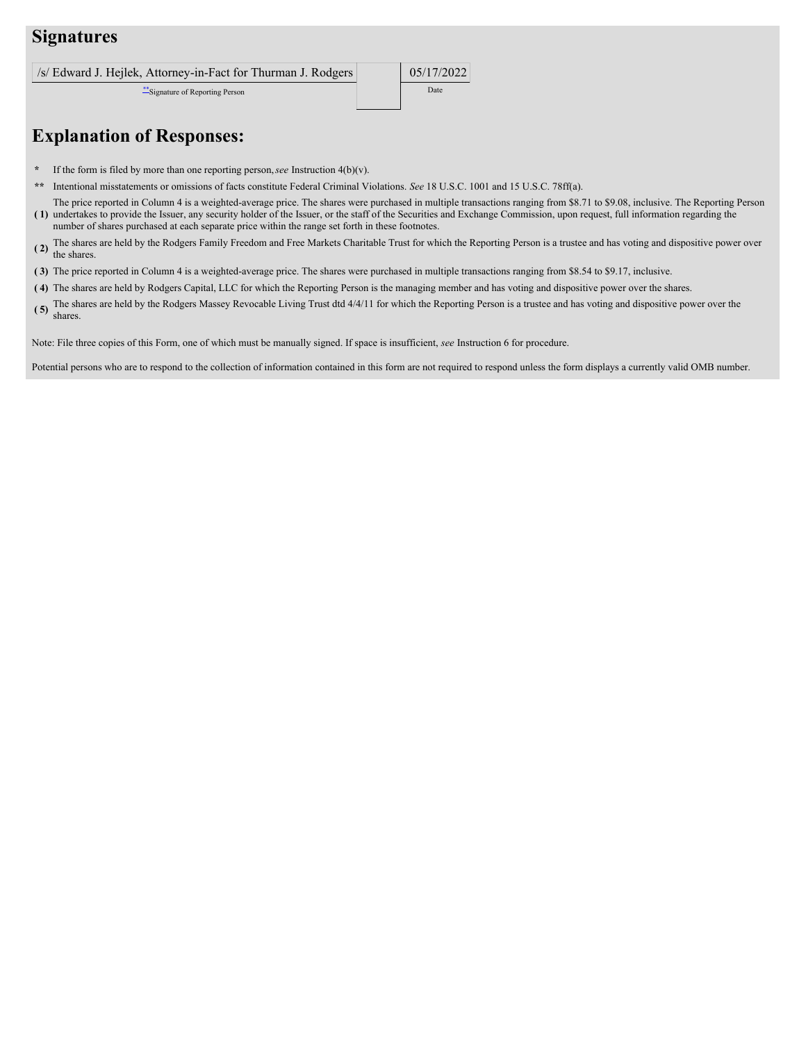## Signatures

| | | |
|---|---|---|
| /s/ Edward J. Hejlek, Attorney-in-Fact for Thurman J. Rodgers | | 05/17/2022 |
| ** Signature of Reporting Person | | Date |

## Explanation of Responses:

\* If the form is filed by more than one reporting person, *see* Instruction 4(b)(v).

\** Intentional misstatements or omissions of facts constitute Federal Criminal Violations. *See* 18 U.S.C. 1001 and 15 U.S.C. 78ff(a).

( 1) The price reported in Column 4 is a weighted-average price. The shares were purchased in multiple transactions ranging from $8.71 to $9.08, inclusive. The Reporting Person undertakes to provide the Issuer, any security holder of the Issuer, or the staff of the Securities and Exchange Commission, upon request, full information regarding the number of shares purchased at each separate price within the range set forth in these footnotes.

( 2) The shares are held by the Rodgers Family Freedom and Free Markets Charitable Trust for which the Reporting Person is a trustee and has voting and dispositive power over the shares.

( 3) The price reported in Column 4 is a weighted-average price. The shares were purchased in multiple transactions ranging from $8.54 to $9.17, inclusive.

( 4) The shares are held by Rodgers Capital, LLC for which the Reporting Person is the managing member and has voting and dispositive power over the shares.

( 5) The shares are held by the Rodgers Massey Revocable Living Trust dtd 4/4/11 for which the Reporting Person is a trustee and has voting and dispositive power over the shares.

Note: File three copies of this Form, one of which must be manually signed. If space is insufficient, *see* Instruction 6 for procedure.

Potential persons who are to respond to the collection of information contained in this form are not required to respond unless the form displays a currently valid OMB number.